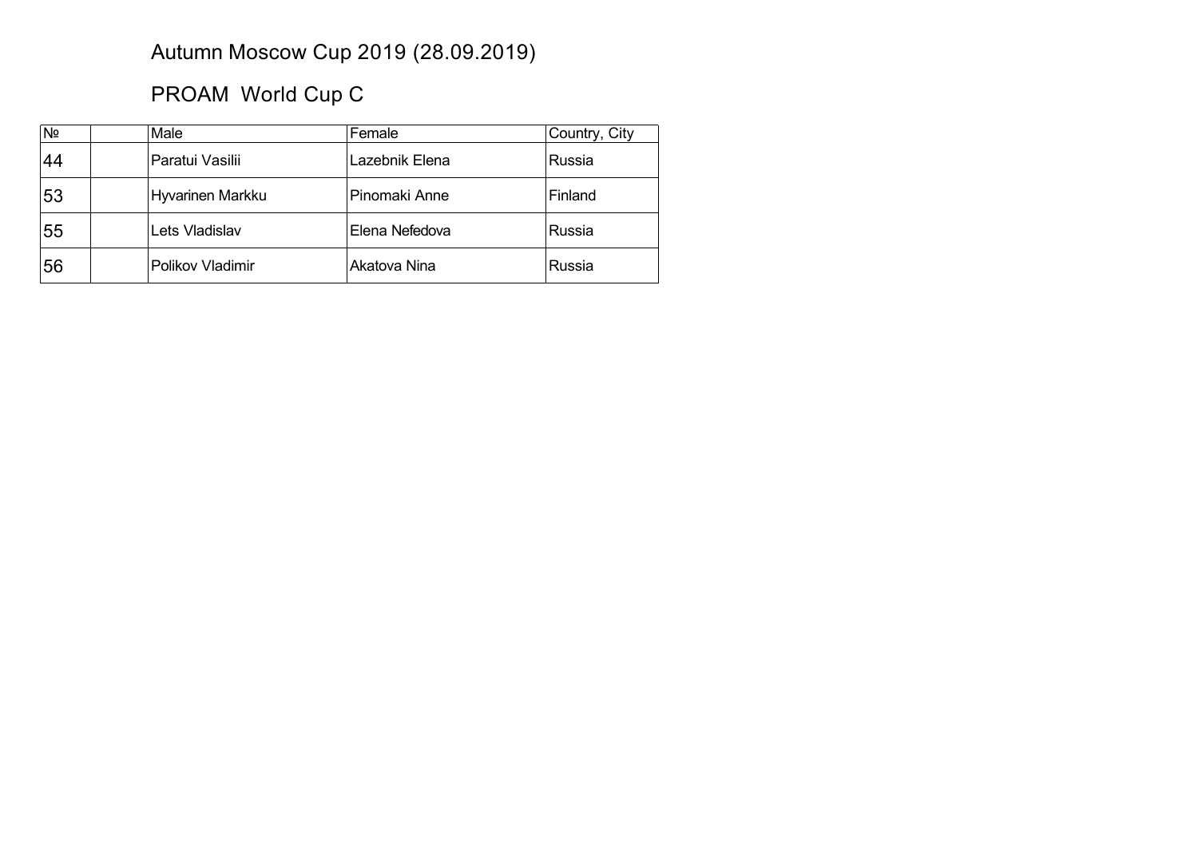# Autumn Moscow Cup 2019 (28.09.2019)

## PROAM World Cup C

| № | | Male | Female | Country, City |
|---|---|---|---|---|
| 44 | | Paratui Vasilii | Lazebnik Elena | Russia |
| 53 | | Hyvarinen Markku | Pinomaki Anne | Finland |
| 55 | | Lets Vladislav | Elena Nefedova | Russia |
| 56 | | Polikov Vladimir | Akatova Nina | Russia |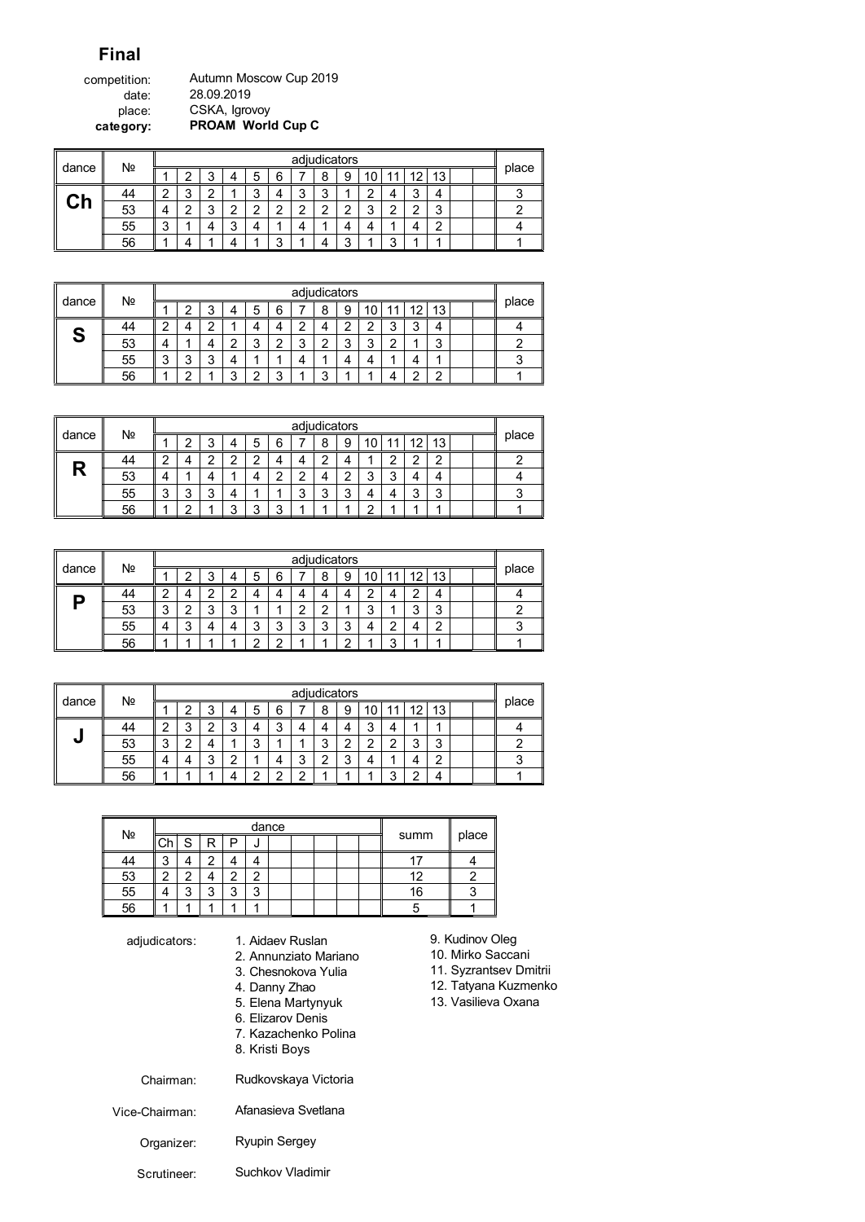## Final

competition: Autumn Moscow Cup 2019
date: 28.09.2019
place: CSKA, Igrovoy
**category: PROAM World Cup C**

| dance | № | 1 | 2 | 3 | 4 | 5 | 6 | 7 | 8 | 9 | 10 | 11 | 12 | 13 | | | place |
|---|---|---|---|---|---|---|---|---|---|---|---|---|---|---|---|---|---|
| | | adjudicators | | | | | | | | | | | | | | | |
| **Ch** | 44 | 2 | 3 | 2 | 1 | 3 | 4 | 3 | 3 | 1 | 2 | 4 | 3 | 4 | | | 3 |
| | 53 | 4 | 2 | 3 | 2 | 2 | 2 | 2 | 2 | 2 | 3 | 2 | 2 | 3 | | | 2 |
| | 55 | 3 | 1 | 4 | 3 | 4 | 1 | 4 | 1 | 4 | 4 | 1 | 4 | 2 | | | 4 |
| | 56 | 1 | 4 | 1 | 4 | 1 | 3 | 1 | 4 | 3 | 1 | 3 | 1 | 1 | | | 1 |

| dance | № | 1 | 2 | 3 | 4 | 5 | 6 | 7 | 8 | 9 | 10 | 11 | 12 | 13 | | | place |
|---|---|---|---|---|---|---|---|---|---|---|---|---|---|---|---|---|---|
| | | adjudicators | | | | | | | | | | | | | | | |
| **S** | 44 | 2 | 4 | 2 | 1 | 4 | 4 | 2 | 4 | 2 | 2 | 3 | 3 | 4 | | | 4 |
| | 53 | 4 | 1 | 4 | 2 | 3 | 2 | 3 | 2 | 3 | 3 | 2 | 1 | 3 | | | 2 |
| | 55 | 3 | 3 | 3 | 4 | 1 | 1 | 4 | 1 | 4 | 4 | 1 | 4 | 1 | | | 3 |
| | 56 | 1 | 2 | 1 | 3 | 2 | 3 | 1 | 3 | 1 | 1 | 4 | 2 | 2 | | | 1 |

| dance | № | 1 | 2 | 3 | 4 | 5 | 6 | 7 | 8 | 9 | 10 | 11 | 12 | 13 | | | place |
|---|---|---|---|---|---|---|---|---|---|---|---|---|---|---|---|---|---|
| | | adjudicators | | | | | | | | | | | | | | | |
| **R** | 44 | 2 | 4 | 2 | 2 | 2 | 4 | 4 | 2 | 4 | 1 | 2 | 2 | 2 | | | 2 |
| | 53 | 4 | 1 | 4 | 1 | 4 | 2 | 2 | 4 | 2 | 3 | 3 | 4 | 4 | | | 4 |
| | 55 | 3 | 3 | 3 | 4 | 1 | 1 | 3 | 3 | 3 | 4 | 4 | 3 | 3 | | | 3 |
| | 56 | 1 | 2 | 1 | 3 | 3 | 3 | 1 | 1 | 1 | 2 | 1 | 1 | 1 | | | 1 |

| dance | № | 1 | 2 | 3 | 4 | 5 | 6 | 7 | 8 | 9 | 10 | 11 | 12 | 13 | | | place |
|---|---|---|---|---|---|---|---|---|---|---|---|---|---|---|---|---|---|
| | | adjudicators | | | | | | | | | | | | | | | |
| **P** | 44 | 2 | 4 | 2 | 2 | 4 | 4 | 4 | 4 | 4 | 2 | 4 | 2 | 4 | | | 4 |
| | 53 | 3 | 2 | 3 | 3 | 1 | 1 | 2 | 2 | 1 | 3 | 1 | 3 | 3 | | | 2 |
| | 55 | 4 | 3 | 4 | 4 | 3 | 3 | 3 | 3 | 3 | 4 | 2 | 4 | 2 | | | 3 |
| | 56 | 1 | 1 | 1 | 1 | 2 | 2 | 1 | 1 | 2 | 1 | 3 | 1 | 1 | | | 1 |

| dance | № | 1 | 2 | 3 | 4 | 5 | 6 | 7 | 8 | 9 | 10 | 11 | 12 | 13 | | | place |
|---|---|---|---|---|---|---|---|---|---|---|---|---|---|---|---|---|---|
| | | adjudicators | | | | | | | | | | | | | | | |
| **J** | 44 | 2 | 3 | 2 | 3 | 4 | 3 | 4 | 4 | 4 | 3 | 4 | 1 | 1 | | | 4 |
| | 53 | 3 | 2 | 4 | 1 | 3 | 1 | 1 | 3 | 2 | 2 | 2 | 3 | 3 | | | 2 |
| | 55 | 4 | 4 | 3 | 2 | 1 | 4 | 3 | 2 | 3 | 4 | 1 | 4 | 2 | | | 3 |
| | 56 | 1 | 1 | 1 | 4 | 2 | 2 | 2 | 1 | 1 | 1 | 3 | 2 | 4 | | | 1 |

| № | Ch | S | R | P | J | | | | | | | summ | place |
|---|---|---|---|---|---|---|---|---|---|---|---|---|---|
| | dance | | | | | | | | | | | | |
| 44 | 3 | 4 | 2 | 4 | 4 | | | | | | | 17 | 4 |
| 53 | 2 | 2 | 4 | 2 | 2 | | | | | | | 12 | 2 |
| 55 | 4 | 3 | 3 | 3 | 3 | | | | | | | 16 | 3 |
| 56 | 1 | 1 | 1 | 1 | 1 | | | | | | | 5 | 1 |

adjudicators:

1. Aidaev Ruslan
2. Annunziato Mariano
3. Chesnokova Yulia
4. Danny Zhao
5. Elena Martynyuk
6. Elizarov Denis
7. Kazachenko Polina
8. Kristi Boys
9. Kudinov Oleg
10. Mirko Saccani
11. Syzrantsev Dmitrii
12. Tatyana Kuzmenko
13. Vasilieva Oxana

Chairman: Rudkovskaya Victoria

Vice-Chairman: Afanasieva Svetlana

Organizer: Ryupin Sergey

Scrutineer: Suchkov Vladimir